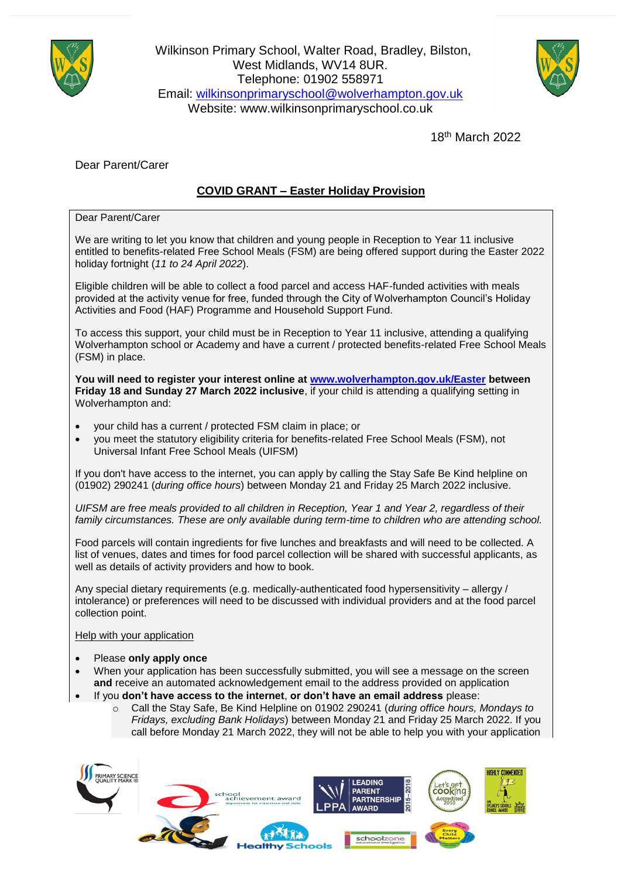Wilkinson Primary School, Walter Road, Bradley, Bilston, West Midlands, WV14 8UR.
Telephone: 01902 558971
Email: wilkinsonprimaryschool@wolverhampton.gov.uk
Website: www.wilkinsonprimaryschool.co.uk

18th March 2022

Dear Parent/Carer

## COVID GRANT – Easter Holiday Provision

Dear Parent/Carer

We are writing to let you know that children and young people in Reception to Year 11 inclusive entitled to benefits-related Free School Meals (FSM) are being offered support during the Easter 2022 holiday fortnight (*11 to 24 April 2022*).

Eligible children will be able to collect a food parcel and access HAF-funded activities with meals provided at the activity venue for free, funded through the City of Wolverhampton Council's Holiday Activities and Food (HAF) Programme and Household Support Fund.

To access this support, your child must be in Reception to Year 11 inclusive, attending a qualifying Wolverhampton school or Academy and have a current / protected benefits-related Free School Meals (FSM) in place.

**You will need to register your interest online at [www.wolverhampton.gov.uk/Easter](http://www.wolverhampton.gov.uk/Easter) between Friday 18 and Sunday 27 March 2022 inclusive**, if your child is attending a qualifying setting in Wolverhampton and:

- your child has a current / protected FSM claim in place; or
- you meet the statutory eligibility criteria for benefits-related Free School Meals (FSM), not Universal Infant Free School Meals (UIFSM)

If you don't have access to the internet, you can apply by calling the Stay Safe Be Kind helpline on (01902) 290241 (*during office hours*) between Monday 21 and Friday 25 March 2022 inclusive.

*UIFSM are free meals provided to all children in Reception, Year 1 and Year 2, regardless of their family circumstances. These are only available during term-time to children who are attending school.*

Food parcels will contain ingredients for five lunches and breakfasts and will need to be collected. A list of venues, dates and times for food parcel collection will be shared with successful applicants, as well as details of activity providers and how to book.

Any special dietary requirements (e.g. medically-authenticated food hypersensitivity – allergy / intolerance) or preferences will need to be discussed with individual providers and at the food parcel collection point.

Help with your application

- Please **only apply once**
- When your application has been successfully submitted, you will see a message on the screen **and** receive an automated acknowledgement email to the address provided on application
- If you **don't have access to the internet**, **or don't have an email address** please:
  - Call the Stay Safe, Be Kind Helpline on 01902 290241 (*during office hours, Mondays to Fridays, excluding Bank Holidays*) between Monday 21 and Friday 25 March 2022. If you call before Monday 21 March 2022, they will not be able to help you with your application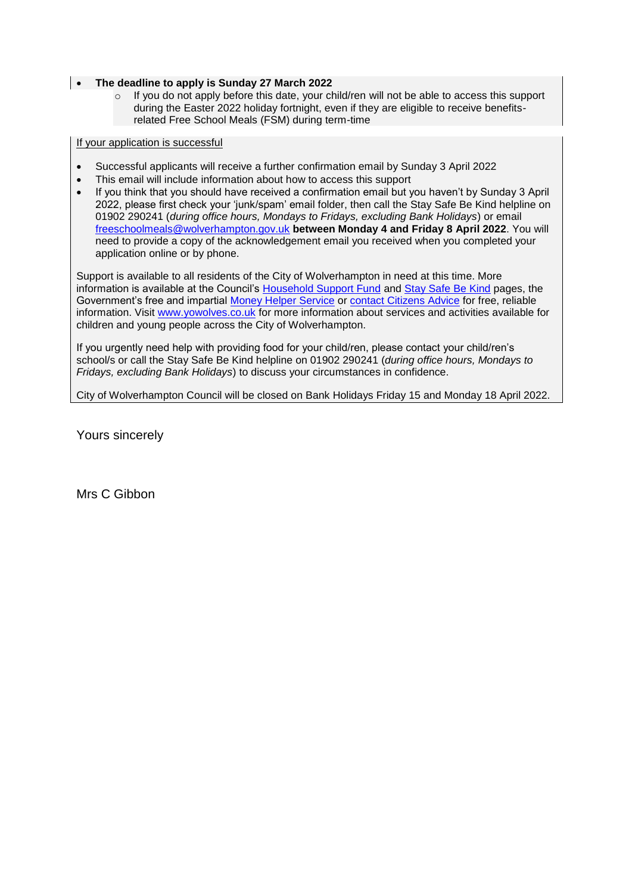- **The deadline to apply is Sunday 27 March 2022**
    - If you do not apply before this date, your child/ren will not be able to access this support during the Easter 2022 holiday fortnight, even if they are eligible to receive benefits-related Free School Meals (FSM) during term-time

<u>If your application is successful</u>

- Successful applicants will receive a further confirmation email by Sunday 3 April 2022
- This email will include information about how to access this support
- If you think that you should have received a confirmation email but you haven't by Sunday 3 April 2022, please first check your 'junk/spam' email folder, then call the Stay Safe Be Kind helpline on 01902 290241 (*during office hours, Mondays to Fridays, excluding Bank Holidays*) or email freeschoolmeals@wolverhampton.gov.uk **between Monday 4 and Friday 8 April 2022**. You will need to provide a copy of the acknowledgement email you received when you completed your application online or by phone.

Support is available to all residents of the City of Wolverhampton in need at this time. More information is available at the Council's Household Support Fund and Stay Safe Be Kind pages, the Government's free and impartial Money Helper Service or contact Citizens Advice for free, reliable information. Visit www.yowolves.co.uk for more information about services and activities available for children and young people across the City of Wolverhampton.

If you urgently need help with providing food for your child/ren, please contact your child/ren's school/s or call the Stay Safe Be Kind helpline on 01902 290241 (*during office hours, Mondays to Fridays, excluding Bank Holidays*) to discuss your circumstances in confidence.

City of Wolverhampton Council will be closed on Bank Holidays Friday 15 and Monday 18 April 2022.

Yours sincerely

Mrs C Gibbon